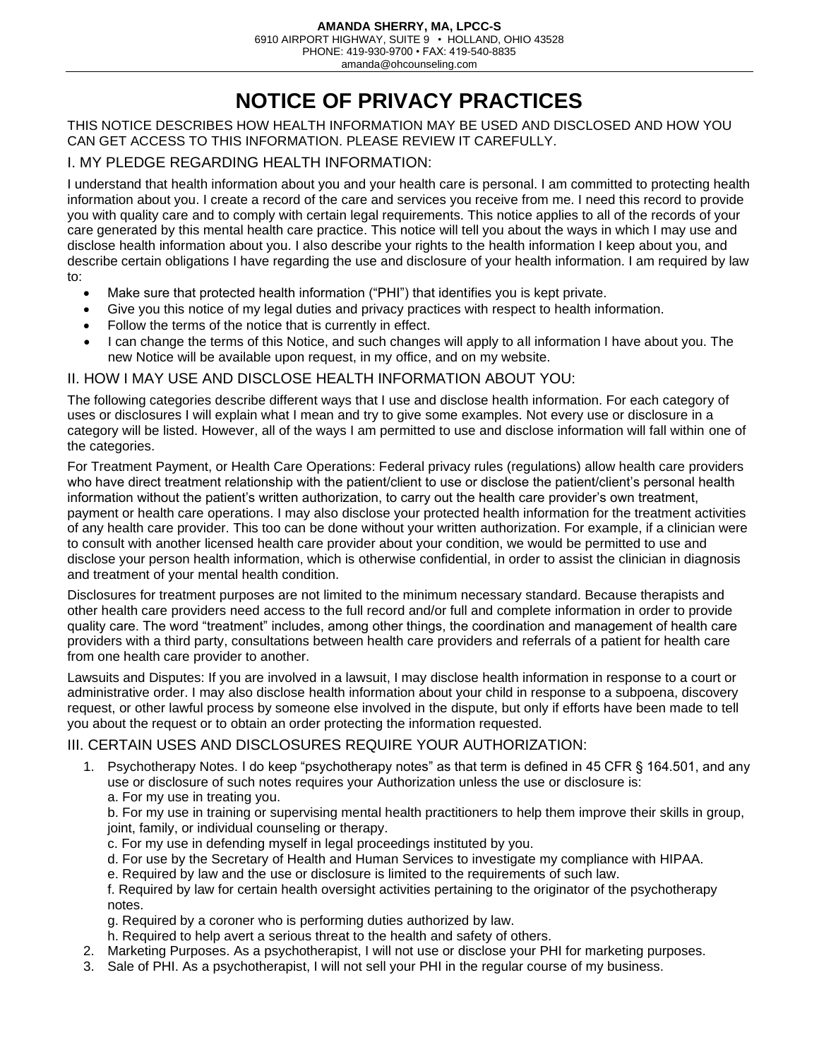**AMANDA SHERRY, MA, LPCC-S**
6910 AIRPORT HIGHWAY, SUITE 9 • HOLLAND, OHIO 43528
PHONE: 419-930-9700 • FAX: 419-540-8835
amanda@ohcounseling.com

# NOTICE OF PRIVACY PRACTICES

THIS NOTICE DESCRIBES HOW HEALTH INFORMATION MAY BE USED AND DISCLOSED AND HOW YOU CAN GET ACCESS TO THIS INFORMATION. PLEASE REVIEW IT CAREFULLY.

## I. MY PLEDGE REGARDING HEALTH INFORMATION:

I understand that health information about you and your health care is personal. I am committed to protecting health information about you. I create a record of the care and services you receive from me. I need this record to provide you with quality care and to comply with certain legal requirements. This notice applies to all of the records of your care generated by this mental health care practice. This notice will tell you about the ways in which I may use and disclose health information about you. I also describe your rights to the health information I keep about you, and describe certain obligations I have regarding the use and disclosure of your health information. I am required by law to:

- Make sure that protected health information ("PHI") that identifies you is kept private.
- Give you this notice of my legal duties and privacy practices with respect to health information.
- Follow the terms of the notice that is currently in effect.
- I can change the terms of this Notice, and such changes will apply to all information I have about you. The new Notice will be available upon request, in my office, and on my website.

## II. HOW I MAY USE AND DISCLOSE HEALTH INFORMATION ABOUT YOU:

The following categories describe different ways that I use and disclose health information. For each category of uses or disclosures I will explain what I mean and try to give some examples. Not every use or disclosure in a category will be listed. However, all of the ways I am permitted to use and disclose information will fall within one of the categories.

For Treatment Payment, or Health Care Operations: Federal privacy rules (regulations) allow health care providers who have direct treatment relationship with the patient/client to use or disclose the patient/client's personal health information without the patient's written authorization, to carry out the health care provider's own treatment, payment or health care operations. I may also disclose your protected health information for the treatment activities of any health care provider. This too can be done without your written authorization. For example, if a clinician were to consult with another licensed health care provider about your condition, we would be permitted to use and disclose your person health information, which is otherwise confidential, in order to assist the clinician in diagnosis and treatment of your mental health condition.

Disclosures for treatment purposes are not limited to the minimum necessary standard. Because therapists and other health care providers need access to the full record and/or full and complete information in order to provide quality care. The word "treatment" includes, among other things, the coordination and management of health care providers with a third party, consultations between health care providers and referrals of a patient for health care from one health care provider to another.

Lawsuits and Disputes: If you are involved in a lawsuit, I may disclose health information in response to a court or administrative order. I may also disclose health information about your child in response to a subpoena, discovery request, or other lawful process by someone else involved in the dispute, but only if efforts have been made to tell you about the request or to obtain an order protecting the information requested.

## III. CERTAIN USES AND DISCLOSURES REQUIRE YOUR AUTHORIZATION:

1. Psychotherapy Notes. I do keep "psychotherapy notes" as that term is defined in 45 CFR § 164.501, and any use or disclosure of such notes requires your Authorization unless the use or disclosure is:
   a. For my use in treating you.
   b. For my use in training or supervising mental health practitioners to help them improve their skills in group, joint, family, or individual counseling or therapy.
   c. For my use in defending myself in legal proceedings instituted by you.
   d. For use by the Secretary of Health and Human Services to investigate my compliance with HIPAA.
   e. Required by law and the use or disclosure is limited to the requirements of such law.
   f. Required by law for certain health oversight activities pertaining to the originator of the psychotherapy notes.
   g. Required by a coroner who is performing duties authorized by law.
   h. Required to help avert a serious threat to the health and safety of others.
2. Marketing Purposes. As a psychotherapist, I will not use or disclose your PHI for marketing purposes.
3. Sale of PHI. As a psychotherapist, I will not sell your PHI in the regular course of my business.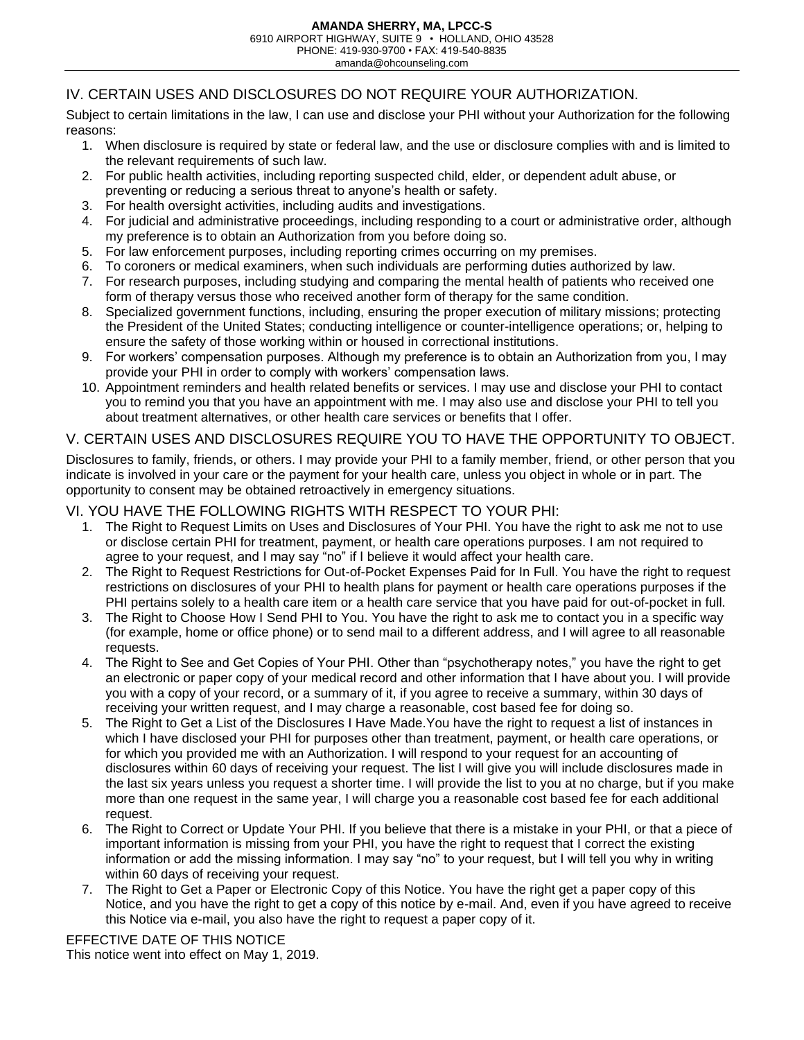## IV. CERTAIN USES AND DISCLOSURES DO NOT REQUIRE YOUR AUTHORIZATION.

Subject to certain limitations in the law, I can use and disclose your PHI without your Authorization for the following reasons:

1. When disclosure is required by state or federal law, and the use or disclosure complies with and is limited to the relevant requirements of such law.
2. For public health activities, including reporting suspected child, elder, or dependent adult abuse, or preventing or reducing a serious threat to anyone's health or safety.
3. For health oversight activities, including audits and investigations.
4. For judicial and administrative proceedings, including responding to a court or administrative order, although my preference is to obtain an Authorization from you before doing so.
5. For law enforcement purposes, including reporting crimes occurring on my premises.
6. To coroners or medical examiners, when such individuals are performing duties authorized by law.
7. For research purposes, including studying and comparing the mental health of patients who received one form of therapy versus those who received another form of therapy for the same condition.
8. Specialized government functions, including, ensuring the proper execution of military missions; protecting the President of the United States; conducting intelligence or counter-intelligence operations; or, helping to ensure the safety of those working within or housed in correctional institutions.
9. For workers' compensation purposes. Although my preference is to obtain an Authorization from you, I may provide your PHI in order to comply with workers' compensation laws.
10. Appointment reminders and health related benefits or services. I may use and disclose your PHI to contact you to remind you that you have an appointment with me. I may also use and disclose your PHI to tell you about treatment alternatives, or other health care services or benefits that I offer.

## V. CERTAIN USES AND DISCLOSURES REQUIRE YOU TO HAVE THE OPPORTUNITY TO OBJECT.

Disclosures to family, friends, or others. I may provide your PHI to a family member, friend, or other person that you indicate is involved in your care or the payment for your health care, unless you object in whole or in part. The opportunity to consent may be obtained retroactively in emergency situations.

## VI. YOU HAVE THE FOLLOWING RIGHTS WITH RESPECT TO YOUR PHI:

1. The Right to Request Limits on Uses and Disclosures of Your PHI. You have the right to ask me not to use or disclose certain PHI for treatment, payment, or health care operations purposes. I am not required to agree to your request, and I may say "no" if I believe it would affect your health care.
2. The Right to Request Restrictions for Out-of-Pocket Expenses Paid for In Full. You have the right to request restrictions on disclosures of your PHI to health plans for payment or health care operations purposes if the PHI pertains solely to a health care item or a health care service that you have paid for out-of-pocket in full.
3. The Right to Choose How I Send PHI to You. You have the right to ask me to contact you in a specific way (for example, home or office phone) or to send mail to a different address, and I will agree to all reasonable requests.
4. The Right to See and Get Copies of Your PHI. Other than "psychotherapy notes," you have the right to get an electronic or paper copy of your medical record and other information that I have about you. I will provide you with a copy of your record, or a summary of it, if you agree to receive a summary, within 30 days of receiving your written request, and I may charge a reasonable, cost based fee for doing so.
5. The Right to Get a List of the Disclosures I Have Made.You have the right to request a list of instances in which I have disclosed your PHI for purposes other than treatment, payment, or health care operations, or for which you provided me with an Authorization. I will respond to your request for an accounting of disclosures within 60 days of receiving your request. The list I will give you will include disclosures made in the last six years unless you request a shorter time. I will provide the list to you at no charge, but if you make more than one request in the same year, I will charge you a reasonable cost based fee for each additional request.
6. The Right to Correct or Update Your PHI. If you believe that there is a mistake in your PHI, or that a piece of important information is missing from your PHI, you have the right to request that I correct the existing information or add the missing information. I may say "no" to your request, but I will tell you why in writing within 60 days of receiving your request.
7. The Right to Get a Paper or Electronic Copy of this Notice. You have the right get a paper copy of this Notice, and you have the right to get a copy of this notice by e-mail. And, even if you have agreed to receive this Notice via e-mail, you also have the right to request a paper copy of it.

EFFECTIVE DATE OF THIS NOTICE

This notice went into effect on May 1, 2019.